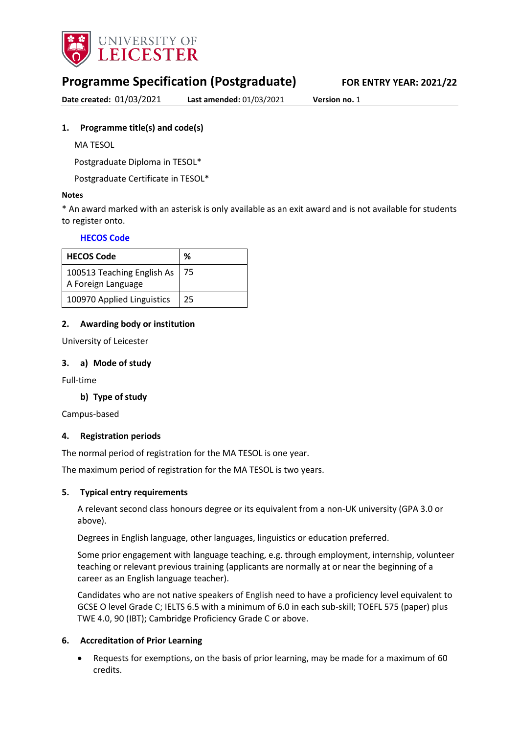UNIVERSITY OF LEICESTER

# Programme Specification (Postgraduate)

**FOR ENTRY YEAR: 2021/22**

**Date created:** 01/03/2021 **Last amended:** 01/03/2021 **Version no.** 1

## 1. Programme title(s) and code(s)

MA TESOL

Postgraduate Diploma in TESOL*

Postgraduate Certificate in TESOL*

**Notes**

* An award marked with an asterisk is only available as an exit award and is not available for students to register onto.

**HECOS Code**

| HECOS Code | % |
|---|---|
| 100513 Teaching English As A Foreign Language | 75 |
| 100970 Applied Linguistics | 25 |

## 2. Awarding body or institution

University of Leicester

## 3. a) Mode of study

Full-time

### b) Type of study

Campus-based

## 4. Registration periods

The normal period of registration for the MA TESOL is one year.

The maximum period of registration for the MA TESOL is two years.

## 5. Typical entry requirements

A relevant second class honours degree or its equivalent from a non-UK university (GPA 3.0 or above).

Degrees in English language, other languages, linguistics or education preferred.

Some prior engagement with language teaching, e.g. through employment, internship, volunteer teaching or relevant previous training (applicants are normally at or near the beginning of a career as an English language teacher).

Candidates who are not native speakers of English need to have a proficiency level equivalent to GCSE O level Grade C; IELTS 6.5 with a minimum of 6.0 in each sub-skill; TOEFL 575 (paper) plus TWE 4.0, 90 (IBT); Cambridge Proficiency Grade C or above.

## 6. Accreditation of Prior Learning

- Requests for exemptions, on the basis of prior learning, may be made for a maximum of 60 credits.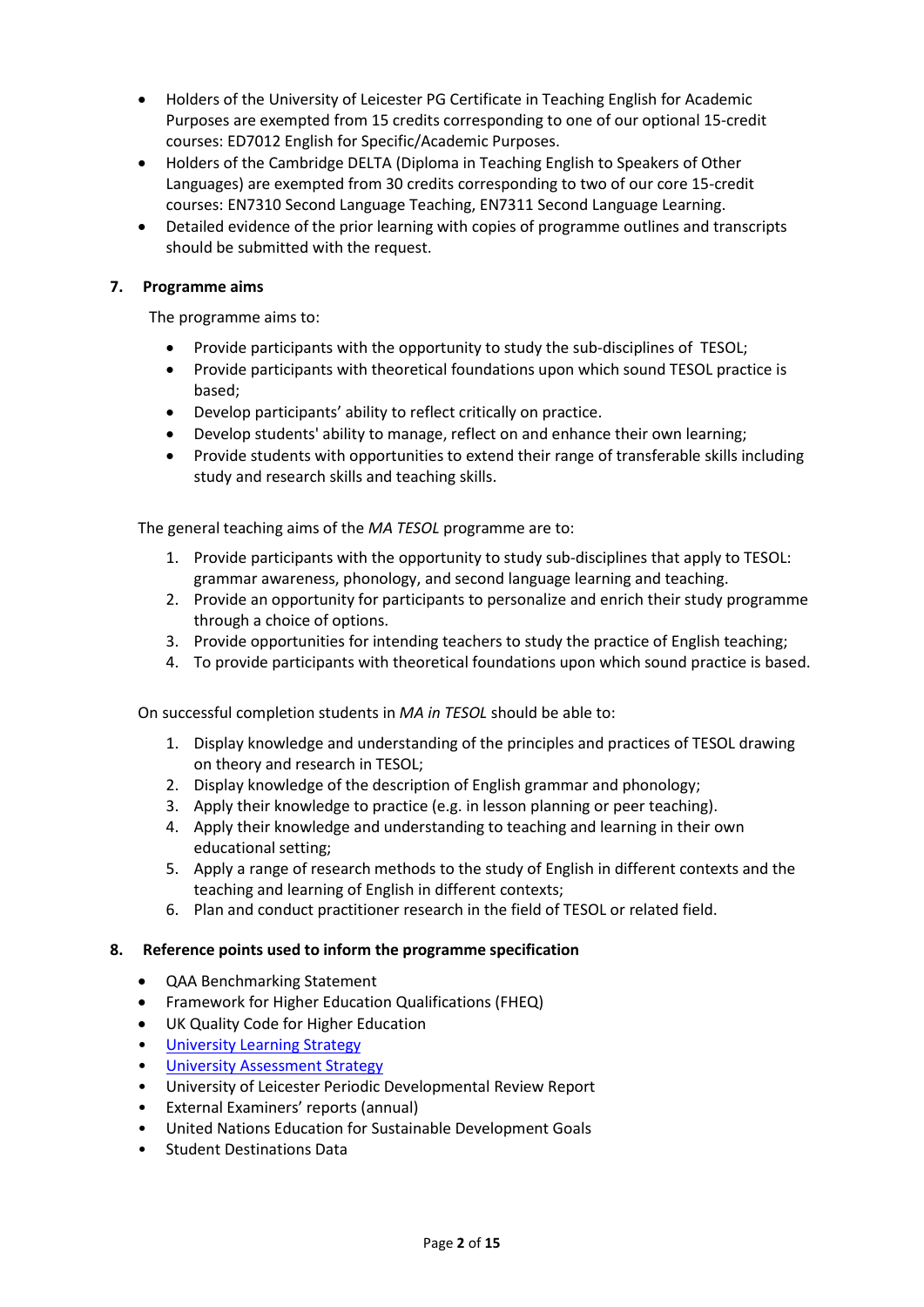- Holders of the University of Leicester PG Certificate in Teaching English for Academic Purposes are exempted from 15 credits corresponding to one of our optional 15-credit courses: ED7012 English for Specific/Academic Purposes.
- Holders of the Cambridge DELTA (Diploma in Teaching English to Speakers of Other Languages) are exempted from 30 credits corresponding to two of our core 15-credit courses: EN7310 Second Language Teaching, EN7311 Second Language Learning.
- Detailed evidence of the prior learning with copies of programme outlines and transcripts should be submitted with the request.

## 7. Programme aims

The programme aims to:

- Provide participants with the opportunity to study the sub-disciplines of TESOL;
- Provide participants with theoretical foundations upon which sound TESOL practice is based;
- Develop participants' ability to reflect critically on practice.
- Develop students' ability to manage, reflect on and enhance their own learning;
- Provide students with opportunities to extend their range of transferable skills including study and research skills and teaching skills.

The general teaching aims of the *MA TESOL* programme are to:

1. Provide participants with the opportunity to study sub-disciplines that apply to TESOL: grammar awareness, phonology, and second language learning and teaching.
2. Provide an opportunity for participants to personalize and enrich their study programme through a choice of options.
3. Provide opportunities for intending teachers to study the practice of English teaching;
4. To provide participants with theoretical foundations upon which sound practice is based.

On successful completion students in *MA in TESOL* should be able to:

1. Display knowledge and understanding of the principles and practices of TESOL drawing on theory and research in TESOL;
2. Display knowledge of the description of English grammar and phonology;
3. Apply their knowledge to practice (e.g. in lesson planning or peer teaching).
4. Apply their knowledge and understanding to teaching and learning in their own educational setting;
5. Apply a range of research methods to the study of English in different contexts and the teaching and learning of English in different contexts;
6. Plan and conduct practitioner research in the field of TESOL or related field.

## 8. Reference points used to inform the programme specification

- QAA Benchmarking Statement
- Framework for Higher Education Qualifications (FHEQ)
- UK Quality Code for Higher Education
- University Learning Strategy
- University Assessment Strategy
- University of Leicester Periodic Developmental Review Report
- External Examiners' reports (annual)
- United Nations Education for Sustainable Development Goals
- Student Destinations Data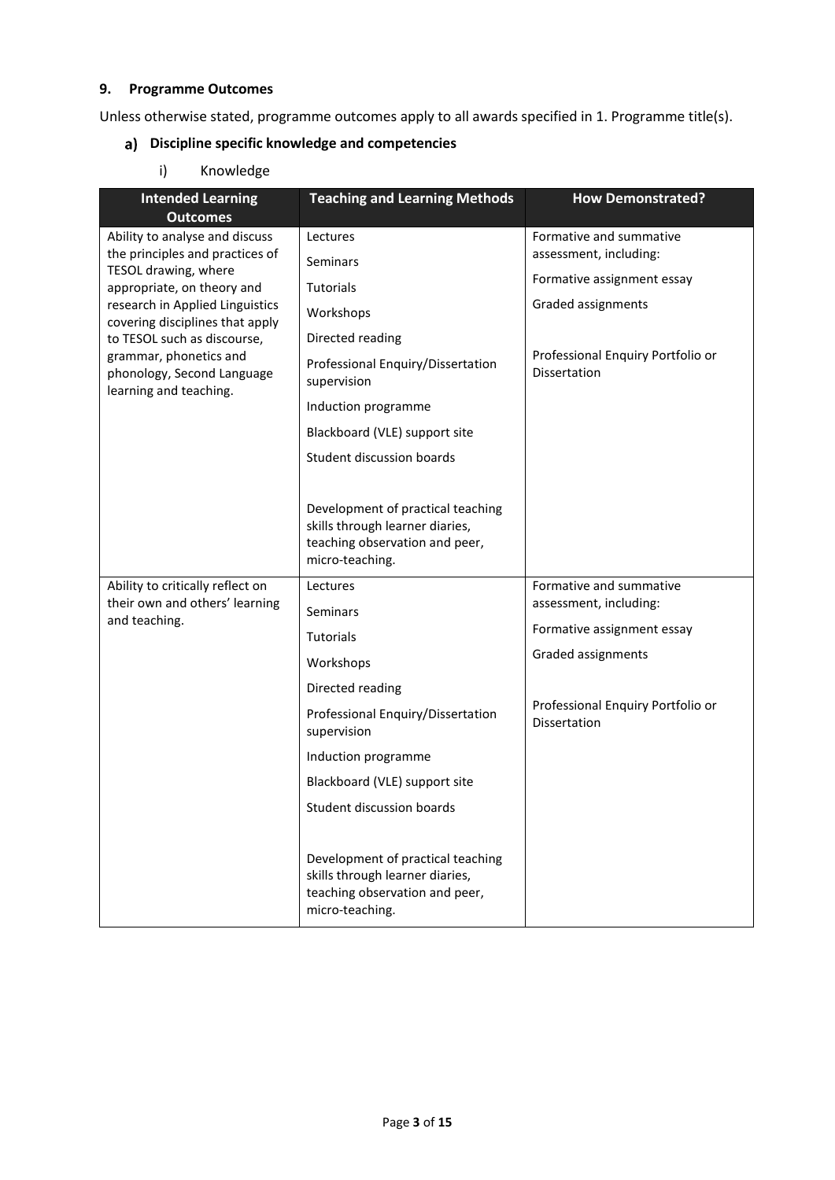### 9. Programme Outcomes

Unless otherwise stated, programme outcomes apply to all awards specified in 1. Programme title(s).

#### a) Discipline specific knowledge and competencies

i) Knowledge

| Intended Learning Outcomes | Teaching and Learning Methods | How Demonstrated? |
|---|---|---|
| Ability to analyse and discuss the principles and practices of TESOL drawing, where appropriate, on theory and research in Applied Linguistics covering disciplines that apply to TESOL such as discourse, grammar, phonetics and phonology, Second Language learning and teaching. | Lectures<br>Seminars<br>Tutorials<br>Workshops<br>Directed reading<br>Professional Enquiry/Dissertation supervision<br>Induction programme<br>Blackboard (VLE) support site<br>Student discussion boards<br><br>Development of practical teaching skills through learner diaries, teaching observation and peer, micro-teaching. | Formative and summative assessment, including:<br>Formative assignment essay<br>Graded assignments<br><br>Professional Enquiry Portfolio or Dissertation |
| Ability to critically reflect on their own and others' learning and teaching. | Lectures<br>Seminars<br>Tutorials<br>Workshops<br>Directed reading<br>Professional Enquiry/Dissertation supervision<br>Induction programme<br>Blackboard (VLE) support site<br>Student discussion boards<br><br>Development of practical teaching skills through learner diaries, teaching observation and peer, micro-teaching. | Formative and summative assessment, including:<br>Formative assignment essay<br>Graded assignments<br><br>Professional Enquiry Portfolio or Dissertation |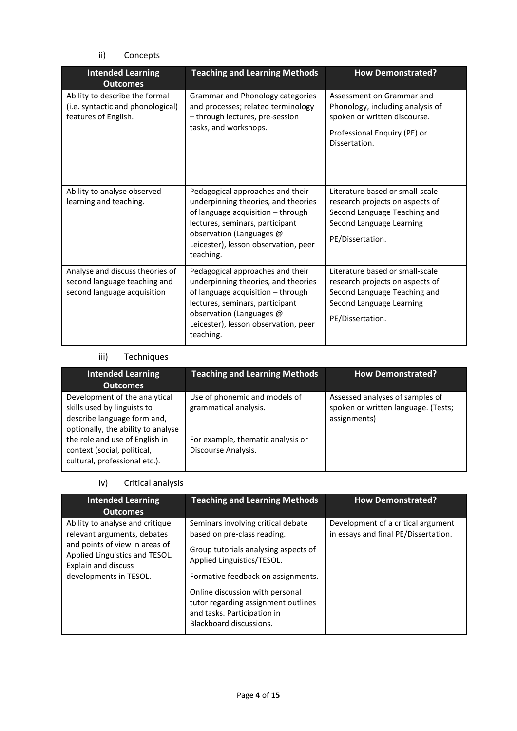ii) Concepts

| Intended Learning Outcomes | Teaching and Learning Methods | How Demonstrated? |
|---|---|---|
| Ability to describe the formal (i.e. syntactic and phonological) features of English. | Grammar and Phonology categories and processes; related terminology – through lectures, pre-session tasks, and workshops. | Assessment on Grammar and Phonology, including analysis of spoken or written discourse.<br><br>Professional Enquiry (PE) or Dissertation. |
| Ability to analyse observed learning and teaching. | Pedagogical approaches and their underpinning theories, and theories of language acquisition – through lectures, seminars, participant observation (Languages @ Leicester), lesson observation, peer teaching. | Literature based or small-scale research projects on aspects of Second Language Teaching and Second Language Learning<br><br>PE/Dissertation. |
| Analyse and discuss theories of second language teaching and second language acquisition | Pedagogical approaches and their underpinning theories, and theories of language acquisition – through lectures, seminars, participant observation (Languages @ Leicester), lesson observation, peer teaching. | Literature based or small-scale research projects on aspects of Second Language Teaching and Second Language Learning<br><br>PE/Dissertation. |

iii) Techniques

| Intended Learning Outcomes | Teaching and Learning Methods | How Demonstrated? |
|---|---|---|
| Development of the analytical skills used by linguists to describe language form and, optionally, the ability to analyse the role and use of English in context (social, political, cultural, professional etc.). | Use of phonemic and models of grammatical analysis.<br><br>For example, thematic analysis or Discourse Analysis. | Assessed analyses of samples of spoken or written language. (Tests; assignments) |

iv) Critical analysis

| Intended Learning Outcomes | Teaching and Learning Methods | How Demonstrated? |
|---|---|---|
| Ability to analyse and critique relevant arguments, debates and points of view in areas of Applied Linguistics and TESOL. Explain and discuss developments in TESOL. | Seminars involving critical debate based on pre-class reading.<br><br>Group tutorials analysing aspects of Applied Linguistics/TESOL.<br><br>Formative feedback on assignments.<br><br>Online discussion with personal tutor regarding assignment outlines and tasks. Participation in Blackboard discussions. | Development of a critical argument in essays and final PE/Dissertation. |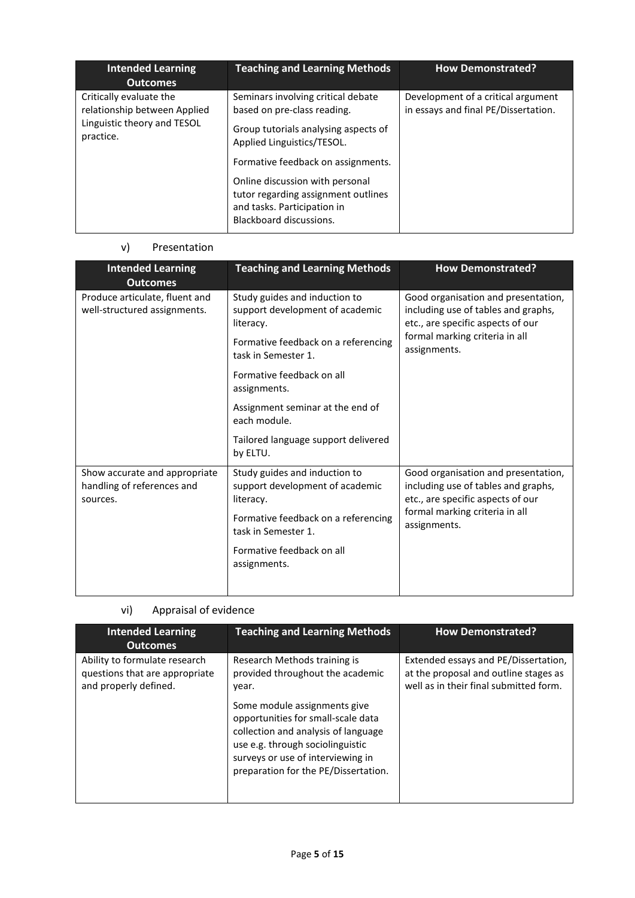| Intended Learning Outcomes | Teaching and Learning Methods | How Demonstrated? |
| --- | --- | --- |
| Critically evaluate the relationship between Applied Linguistic theory and TESOL practice. | Seminars involving critical debate based on pre-class reading.<br><br>Group tutorials analysing aspects of Applied Linguistics/TESOL.<br><br>Formative feedback on assignments.<br><br>Online discussion with personal tutor regarding assignment outlines and tasks. Participation in Blackboard discussions. | Development of a critical argument in essays and final PE/Dissertation. |

v) Presentation

| Intended Learning Outcomes | Teaching and Learning Methods | How Demonstrated? |
| --- | --- | --- |
| Produce articulate, fluent and well-structured assignments. | Study guides and induction to support development of academic literacy.<br><br>Formative feedback on a referencing task in Semester 1.<br><br>Formative feedback on all assignments.<br><br>Assignment seminar at the end of each module.<br><br>Tailored language support delivered by ELTU. | Good organisation and presentation, including use of tables and graphs, etc., are specific aspects of our formal marking criteria in all assignments. |
| Show accurate and appropriate handling of references and sources. | Study guides and induction to support development of academic literacy.<br><br>Formative feedback on a referencing task in Semester 1.<br><br>Formative feedback on all assignments. | Good organisation and presentation, including use of tables and graphs, etc., are specific aspects of our formal marking criteria in all assignments. |

vi) Appraisal of evidence

| Intended Learning Outcomes | Teaching and Learning Methods | How Demonstrated? |
| --- | --- | --- |
| Ability to formulate research questions that are appropriate and properly defined. | Research Methods training is provided throughout the academic year.<br><br>Some module assignments give opportunities for small-scale data collection and analysis of language use e.g. through sociolinguistic surveys or use of interviewing in preparation for the PE/Dissertation. | Extended essays and PE/Dissertation, at the proposal and outline stages as well as in their final submitted form. |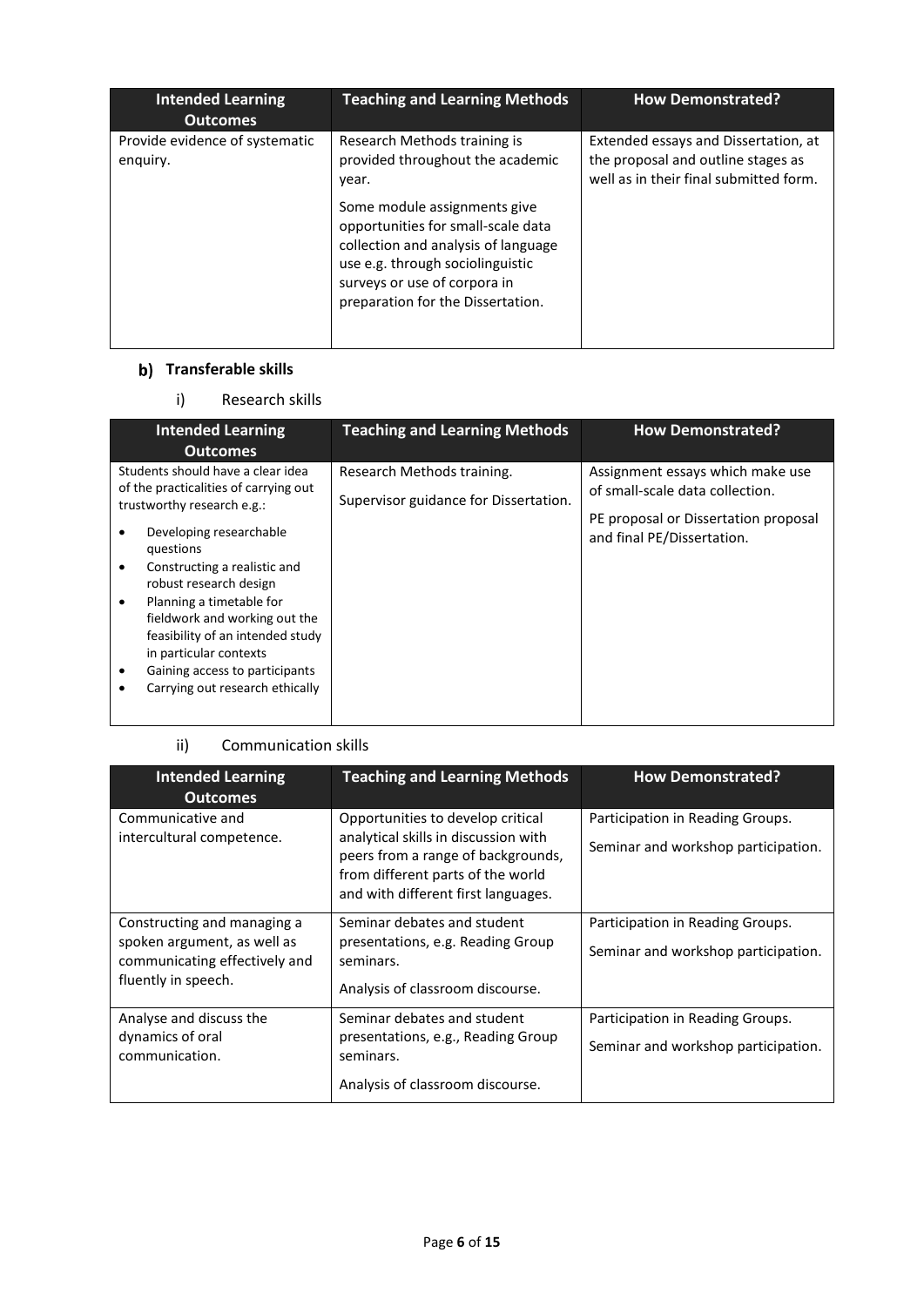| Intended Learning Outcomes | Teaching and Learning Methods | How Demonstrated? |
|---|---|---|
| Provide evidence of systematic enquiry. | Research Methods training is provided throughout the academic year.<br><br>Some module assignments give opportunities for small-scale data collection and analysis of language use e.g. through sociolinguistic surveys or use of corpora in preparation for the Dissertation. | Extended essays and Dissertation, at the proposal and outline stages as well as in their final submitted form. |

### b) Transferable skills

#### i) Research skills

| Intended Learning Outcomes | Teaching and Learning Methods | How Demonstrated? |
|---|---|---|
| Students should have a clear idea of the practicalities of carrying out trustworthy research e.g.:<br>• Developing researchable questions<br>• Constructing a realistic and robust research design<br>• Planning a timetable for fieldwork and working out the feasibility of an intended study in particular contexts<br>• Gaining access to participants<br>• Carrying out research ethically | Research Methods training.<br><br>Supervisor guidance for Dissertation. | Assignment essays which make use of small-scale data collection.<br><br>PE proposal or Dissertation proposal and final PE/Dissertation. |

#### ii) Communication skills

| Intended Learning Outcomes | Teaching and Learning Methods | How Demonstrated? |
|---|---|---|
| Communicative and intercultural competence. | Opportunities to develop critical analytical skills in discussion with peers from a range of backgrounds, from different parts of the world and with different first languages. | Participation in Reading Groups.<br><br>Seminar and workshop participation. |
| Constructing and managing a spoken argument, as well as communicating effectively and fluently in speech. | Seminar debates and student presentations, e.g. Reading Group seminars.<br><br>Analysis of classroom discourse. | Participation in Reading Groups.<br><br>Seminar and workshop participation. |
| Analyse and discuss the dynamics of oral communication. | Seminar debates and student presentations, e.g., Reading Group seminars.<br><br>Analysis of classroom discourse. | Participation in Reading Groups.<br><br>Seminar and workshop participation. |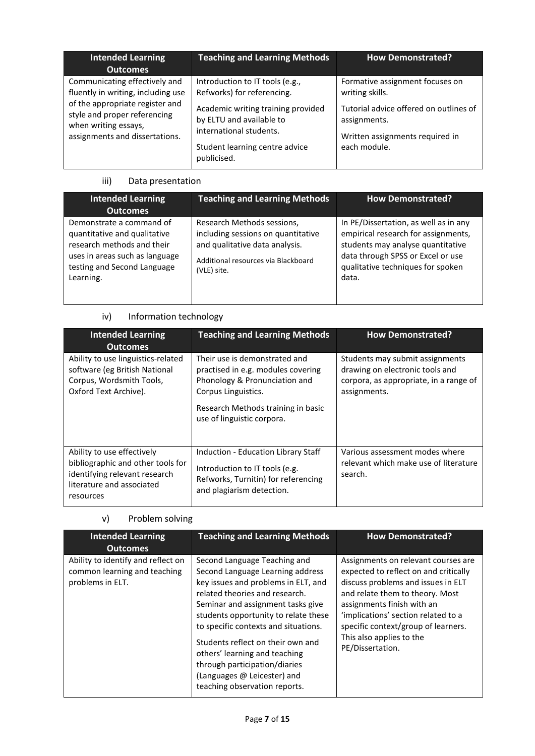| Intended Learning Outcomes | Teaching and Learning Methods | How Demonstrated? |
|---|---|---|
| Communicating effectively and fluently in writing, including use of the appropriate register and style and proper referencing when writing essays, assignments and dissertations. | Introduction to IT tools (e.g., Refworks) for referencing.<br><br>Academic writing training provided by ELTU and available to international students.<br><br>Student learning centre advice publicised. | Formative assignment focuses on writing skills.<br><br>Tutorial advice offered on outlines of assignments.<br><br>Written assignments required in each module. |

iii) Data presentation

| Intended Learning Outcomes | Teaching and Learning Methods | How Demonstrated? |
|---|---|---|
| Demonstrate a command of quantitative and qualitative research methods and their uses in areas such as language testing and Second Language Learning. | Research Methods sessions, including sessions on quantitative and qualitative data analysis.<br><br>Additional resources via Blackboard (VLE) site. | In PE/Dissertation, as well as in any empirical research for assignments, students may analyse quantitative data through SPSS or Excel or use qualitative techniques for spoken data. |

iv) Information technology

| Intended Learning Outcomes | Teaching and Learning Methods | How Demonstrated? |
|---|---|---|
| Ability to use linguistics-related software (eg British National Corpus, Wordsmith Tools, Oxford Text Archive). | Their use is demonstrated and practised in e.g. modules covering Phonology & Pronunciation and Corpus Linguistics.<br><br>Research Methods training in basic use of linguistic corpora. | Students may submit assignments drawing on electronic tools and corpora, as appropriate, in a range of assignments. |
| Ability to use effectively bibliographic and other tools for identifying relevant research literature and associated resources | Induction - Education Library Staff<br><br>Introduction to IT tools (e.g. Refworks, Turnitin) for referencing and plagiarism detection. | Various assessment modes where relevant which make use of literature search. |

v) Problem solving

| Intended Learning Outcomes | Teaching and Learning Methods | How Demonstrated? |
|---|---|---|
| Ability to identify and reflect on common learning and teaching problems in ELT. | Second Language Teaching and Second Language Learning address key issues and problems in ELT, and related theories and research. Seminar and assignment tasks give students opportunity to relate these to specific contexts and situations.<br><br>Students reflect on their own and others' learning and teaching through participation/diaries (Languages @ Leicester) and teaching observation reports. | Assignments on relevant courses are expected to reflect on and critically discuss problems and issues in ELT and relate them to theory. Most assignments finish with an 'implications' section related to a specific context/group of learners. This also applies to the PE/Dissertation. |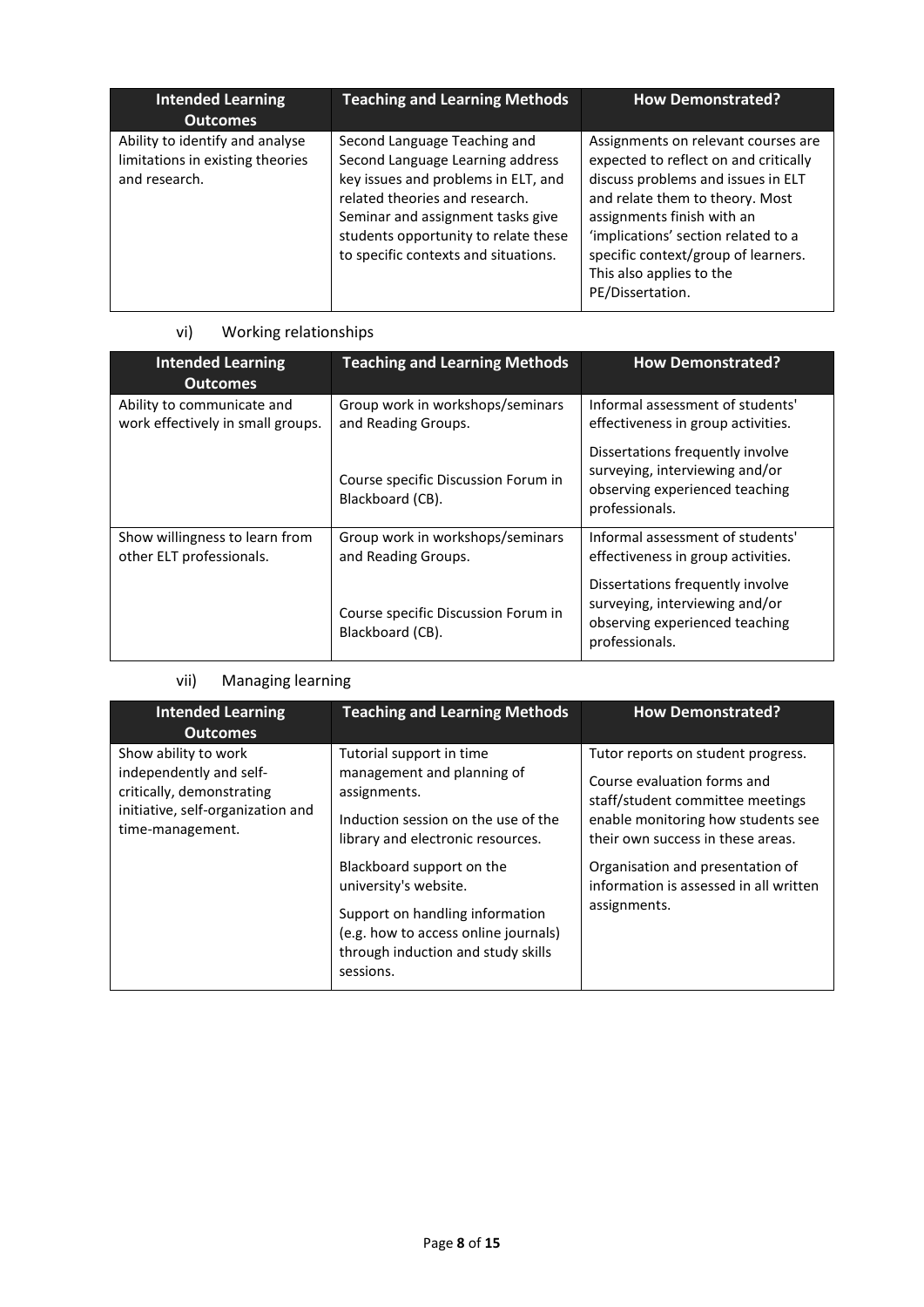| Intended Learning Outcomes | Teaching and Learning Methods | How Demonstrated? |
| --- | --- | --- |
| Ability to identify and analyse limitations in existing theories and research. | Second Language Teaching and Second Language Learning address key issues and problems in ELT, and related theories and research. Seminar and assignment tasks give students opportunity to relate these to specific contexts and situations. | Assignments on relevant courses are expected to reflect on and critically discuss problems and issues in ELT and relate them to theory. Most assignments finish with an 'implications' section related to a specific context/group of learners. This also applies to the PE/Dissertation. |

vi) Working relationships

| Intended Learning Outcomes | Teaching and Learning Methods | How Demonstrated? |
| --- | --- | --- |
| Ability to communicate and work effectively in small groups. | Group work in workshops/seminars and Reading Groups.<br><br>Course specific Discussion Forum in Blackboard (CB). | Informal assessment of students' effectiveness in group activities.<br><br>Dissertations frequently involve surveying, interviewing and/or observing experienced teaching professionals. |
| Show willingness to learn from other ELT professionals. | Group work in workshops/seminars and Reading Groups.<br><br>Course specific Discussion Forum in Blackboard (CB). | Informal assessment of students' effectiveness in group activities.<br><br>Dissertations frequently involve surveying, interviewing and/or observing experienced teaching professionals. |

vii) Managing learning

| Intended Learning Outcomes | Teaching and Learning Methods | How Demonstrated? |
| --- | --- | --- |
| Show ability to work independently and self-critically, demonstrating initiative, self-organization and time-management. | Tutorial support in time management and planning of assignments.<br><br>Induction session on the use of the library and electronic resources.<br><br>Blackboard support on the university's website.<br><br>Support on handling information (e.g. how to access online journals) through induction and study skills sessions. | Tutor reports on student progress.<br><br>Course evaluation forms and staff/student committee meetings enable monitoring how students see their own success in these areas.<br><br>Organisation and presentation of information is assessed in all written assignments. |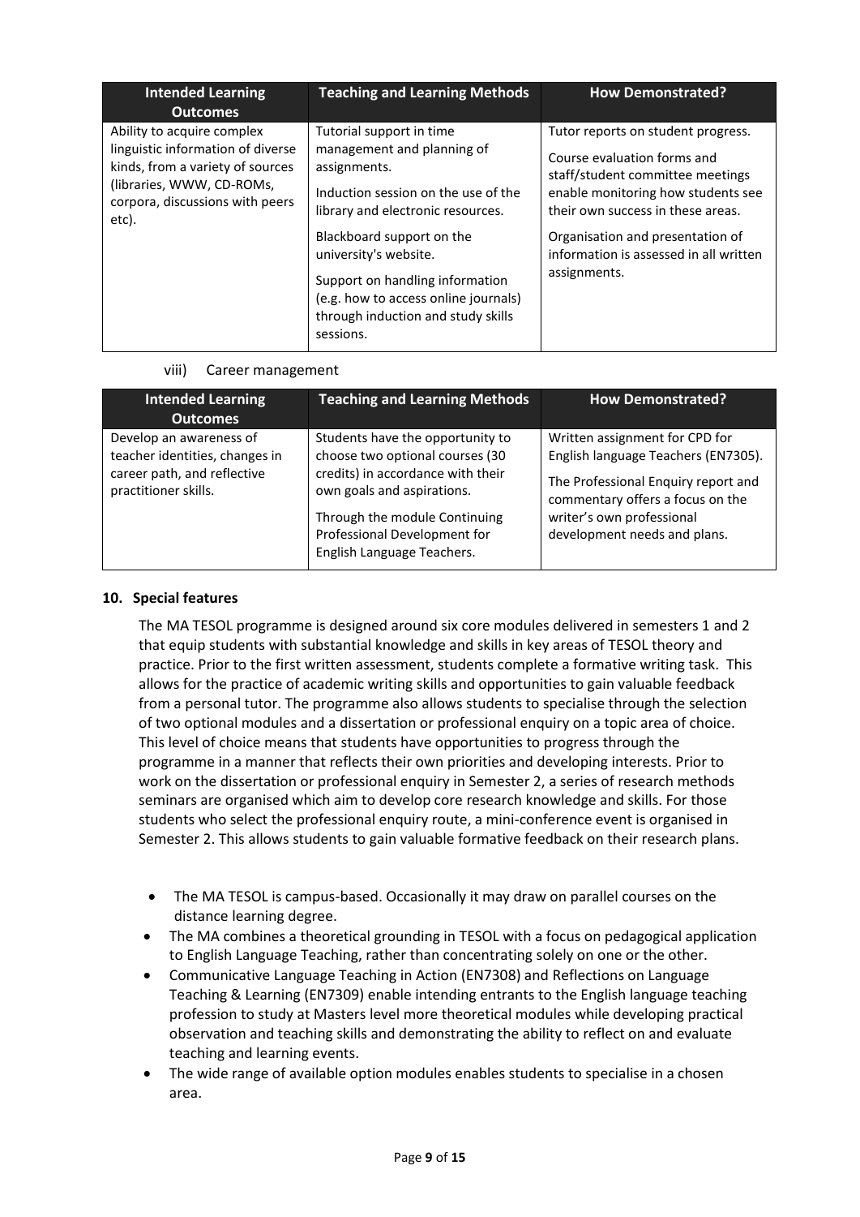| Intended Learning Outcomes | Teaching and Learning Methods | How Demonstrated? |
| --- | --- | --- |
| Ability to acquire complex linguistic information of diverse kinds, from a variety of sources (libraries, WWW, CD-ROMs, corpora, discussions with peers etc). | Tutorial support in time management and planning of assignments.<br><br>Induction session on the use of the library and electronic resources.<br><br>Blackboard support on the university's website.<br><br>Support on handling information (e.g. how to access online journals) through induction and study skills sessions. | Tutor reports on student progress.<br><br>Course evaluation forms and staff/student committee meetings enable monitoring how students see their own success in these areas.<br><br>Organisation and presentation of information is assessed in all written assignments. |

viii) Career management

| Intended Learning Outcomes | Teaching and Learning Methods | How Demonstrated? |
| --- | --- | --- |
| Develop an awareness of teacher identities, changes in career path, and reflective practitioner skills. | Students have the opportunity to choose two optional courses (30 credits) in accordance with their own goals and aspirations.<br><br>Through the module Continuing Professional Development for English Language Teachers. | Written assignment for CPD for English language Teachers (EN7305).<br><br>The Professional Enquiry report and commentary offers a focus on the writer's own professional development needs and plans. |

## 10. Special features

The MA TESOL programme is designed around six core modules delivered in semesters 1 and 2 that equip students with substantial knowledge and skills in key areas of TESOL theory and practice. Prior to the first written assessment, students complete a formative writing task. This allows for the practice of academic writing skills and opportunities to gain valuable feedback from a personal tutor. The programme also allows students to specialise through the selection of two optional modules and a dissertation or professional enquiry on a topic area of choice. This level of choice means that students have opportunities to progress through the programme in a manner that reflects their own priorities and developing interests. Prior to work on the dissertation or professional enquiry in Semester 2, a series of research methods seminars are organised which aim to develop core research knowledge and skills. For those students who select the professional enquiry route, a mini-conference event is organised in Semester 2. This allows students to gain valuable formative feedback on their research plans.

- The MA TESOL is campus-based. Occasionally it may draw on parallel courses on the distance learning degree.
- The MA combines a theoretical grounding in TESOL with a focus on pedagogical application to English Language Teaching, rather than concentrating solely on one or the other.
- Communicative Language Teaching in Action (EN7308) and Reflections on Language Teaching & Learning (EN7309) enable intending entrants to the English language teaching profession to study at Masters level more theoretical modules while developing practical observation and teaching skills and demonstrating the ability to reflect on and evaluate teaching and learning events.
- The wide range of available option modules enables students to specialise in a chosen area.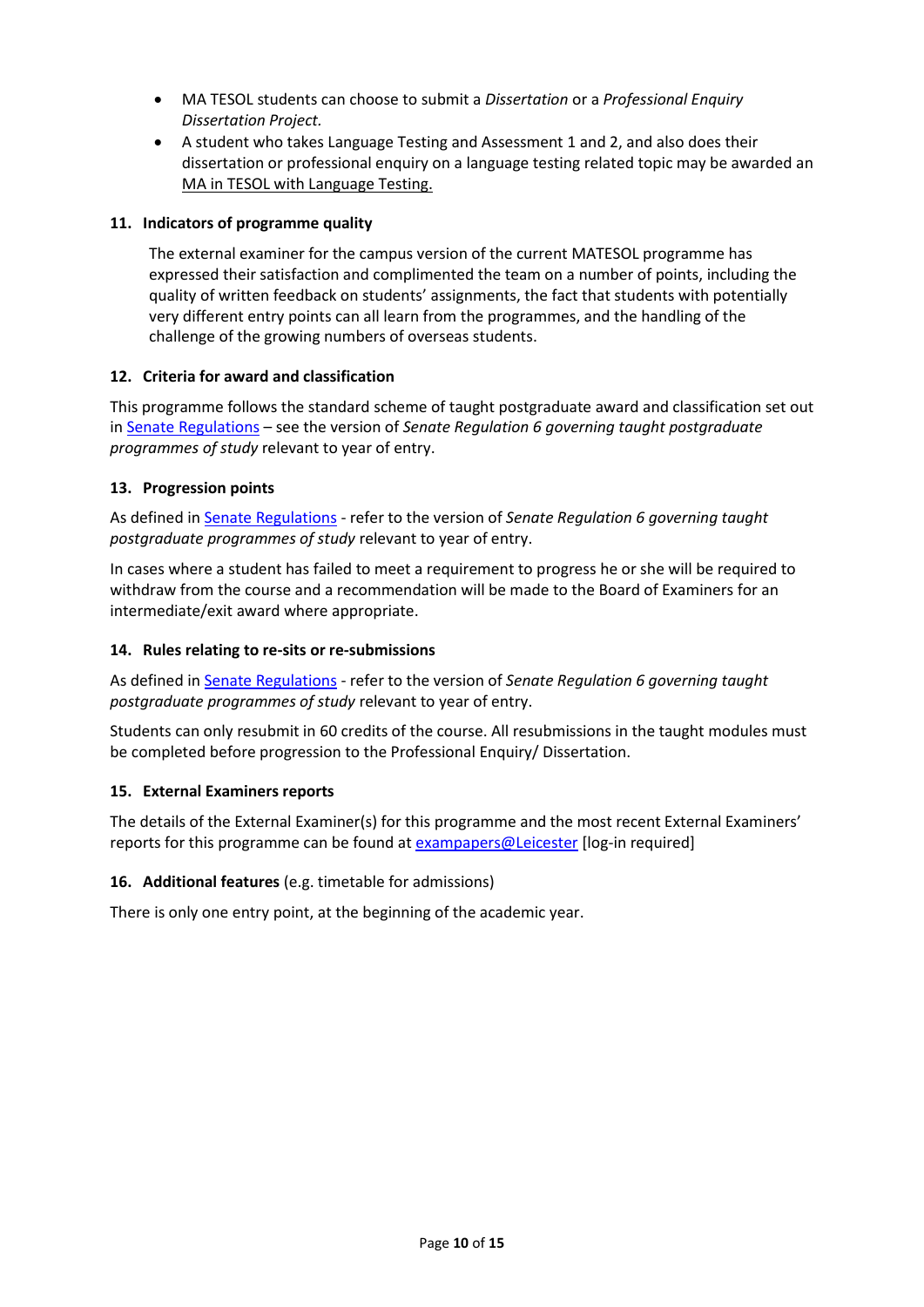- MA TESOL students can choose to submit a *Dissertation* or a *Professional Enquiry Dissertation Project.*
- A student who takes Language Testing and Assessment 1 and 2, and also does their dissertation or professional enquiry on a language testing related topic may be awarded an MA in TESOL with Language Testing.

### 11. Indicators of programme quality

The external examiner for the campus version of the current MATESOL programme has expressed their satisfaction and complimented the team on a number of points, including the quality of written feedback on students' assignments, the fact that students with potentially very different entry points can all learn from the programmes, and the handling of the challenge of the growing numbers of overseas students.

### 12. Criteria for award and classification

This programme follows the standard scheme of taught postgraduate award and classification set out in Senate Regulations – see the version of *Senate Regulation 6 governing taught postgraduate programmes of study* relevant to year of entry.

### 13. Progression points

As defined in Senate Regulations - refer to the version of *Senate Regulation 6 governing taught postgraduate programmes of study* relevant to year of entry.

In cases where a student has failed to meet a requirement to progress he or she will be required to withdraw from the course and a recommendation will be made to the Board of Examiners for an intermediate/exit award where appropriate.

### 14. Rules relating to re-sits or re-submissions

As defined in Senate Regulations - refer to the version of *Senate Regulation 6 governing taught postgraduate programmes of study* relevant to year of entry.

Students can only resubmit in 60 credits of the course. All resubmissions in the taught modules must be completed before progression to the Professional Enquiry/ Dissertation.

### 15. External Examiners reports

The details of the External Examiner(s) for this programme and the most recent External Examiners' reports for this programme can be found at exampapers@Leicester [log-in required]

### 16. Additional features (e.g. timetable for admissions)

There is only one entry point, at the beginning of the academic year.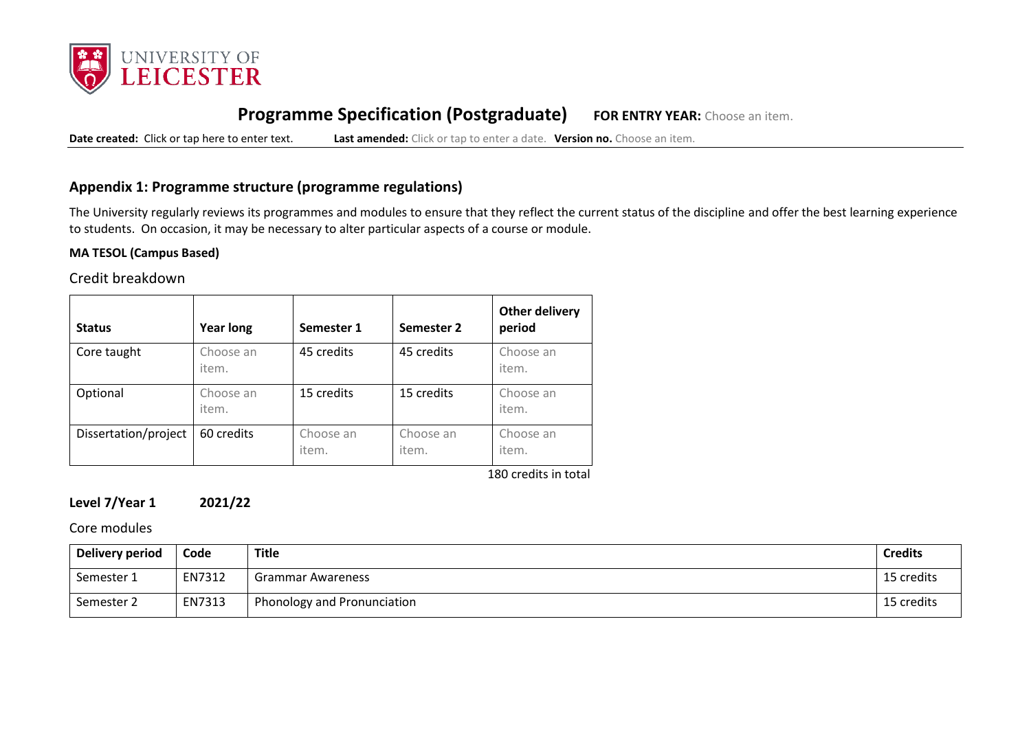# Programme Specification (Postgraduate)

**FOR ENTRY YEAR:** Choose an item.

**Date created:** Click or tap here to enter text. **Last amended:** Click or tap to enter a date. **Version no.** Choose an item.

## Appendix 1: Programme structure (programme regulations)

The University regularly reviews its programmes and modules to ensure that they reflect the current status of the discipline and offer the best learning experience to students. On occasion, it may be necessary to alter particular aspects of a course or module.

**MA TESOL (Campus Based)**

Credit breakdown

| Status | Year long | Semester 1 | Semester 2 | Other delivery period |
|---|---|---|---|---|
| Core taught | Choose an item. | 45 credits | 45 credits | Choose an item. |
| Optional | Choose an item. | 15 credits | 15 credits | Choose an item. |
| Dissertation/project | 60 credits | Choose an item. | Choose an item. | Choose an item. |

180 credits in total

**Level 7/Year 1 2021/22**

Core modules

| Delivery period | Code | Title | Credits |
|---|---|---|---|
| Semester 1 | EN7312 | Grammar Awareness | 15 credits |
| Semester 2 | EN7313 | Phonology and Pronunciation | 15 credits |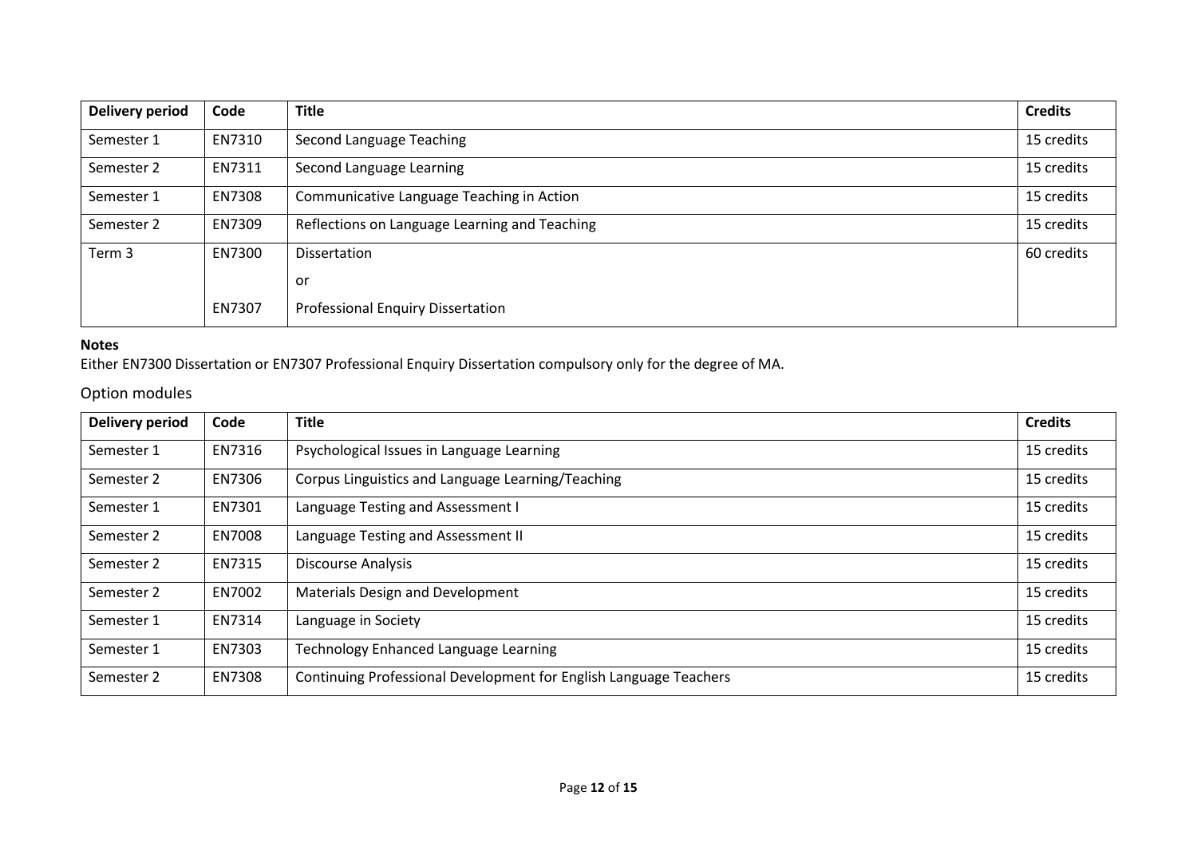| Delivery period | Code | Title | Credits |
|---|---|---|---|
| Semester 1 | EN7310 | Second Language Teaching | 15 credits |
| Semester 2 | EN7311 | Second Language Learning | 15 credits |
| Semester 1 | EN7308 | Communicative Language Teaching in Action | 15 credits |
| Semester 2 | EN7309 | Reflections on Language Learning and Teaching | 15 credits |
| Term 3 | EN7300<br><br>EN7307 | Dissertation<br>or<br>Professional Enquiry Dissertation | 60 credits |

**Notes**

Either EN7300 Dissertation or EN7307 Professional Enquiry Dissertation compulsory only for the degree of MA.

## Option modules

| Delivery period | Code | Title | Credits |
|---|---|---|---|
| Semester 1 | EN7316 | Psychological Issues in Language Learning | 15 credits |
| Semester 2 | EN7306 | Corpus Linguistics and Language Learning/Teaching | 15 credits |
| Semester 1 | EN7301 | Language Testing and Assessment I | 15 credits |
| Semester 2 | EN7008 | Language Testing and Assessment II | 15 credits |
| Semester 2 | EN7315 | Discourse Analysis | 15 credits |
| Semester 2 | EN7002 | Materials Design and Development | 15 credits |
| Semester 1 | EN7314 | Language in Society | 15 credits |
| Semester 1 | EN7303 | Technology Enhanced Language Learning | 15 credits |
| Semester 2 | EN7308 | Continuing Professional Development for English Language Teachers | 15 credits |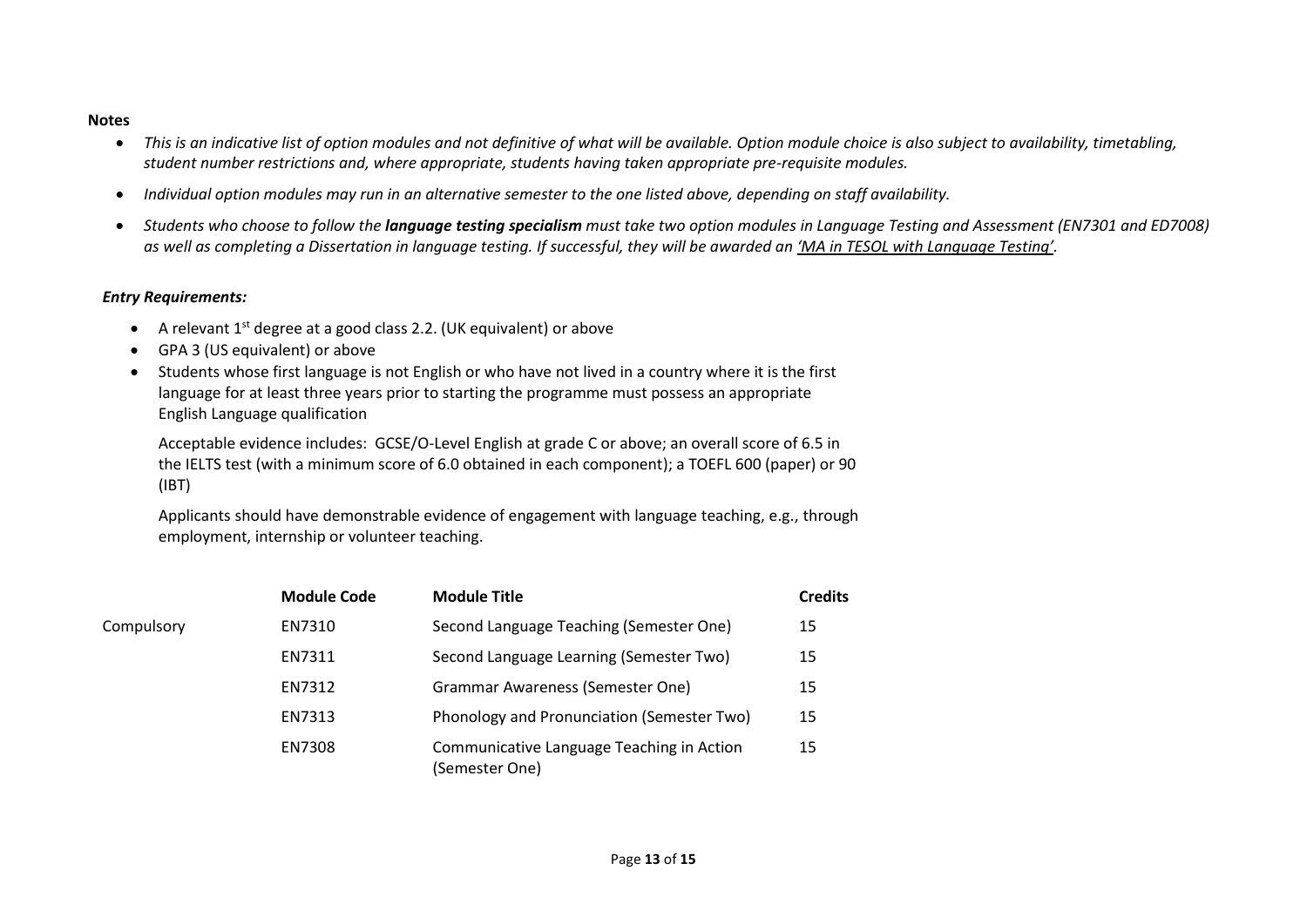**Notes**

- *This is an indicative list of option modules and not definitive of what will be available. Option module choice is also subject to availability, timetabling, student number restrictions and, where appropriate, students having taken appropriate pre-requisite modules.*
- *Individual option modules may run in an alternative semester to the one listed above, depending on staff availability.*
- *Students who choose to follow the **language testing specialism** must take two option modules in Language Testing and Assessment (EN7301 and ED7008) as well as completing a Dissertation in language testing. If successful, they will be awarded an 'MA in TESOL with Language Testing'.*

***Entry Requirements:***

- A relevant 1st degree at a good class 2.2. (UK equivalent) or above
- GPA 3 (US equivalent) or above
- Students whose first language is not English or who have not lived in a country where it is the first language for at least three years prior to starting the programme must possess an appropriate English Language qualification

  Acceptable evidence includes: GCSE/O-Level English at grade C or above; an overall score of 6.5 in the IELTS test (with a minimum score of 6.0 obtained in each component); a TOEFL 600 (paper) or 90 (IBT)

  Applicants should have demonstrable evidence of engagement with language teaching, e.g., through employment, internship or volunteer teaching.

| | Module Code | Module Title | Credits |
|---|---|---|---|
| Compulsory | EN7310 | Second Language Teaching (Semester One) | 15 |
| | EN7311 | Second Language Learning (Semester Two) | 15 |
| | EN7312 | Grammar Awareness (Semester One) | 15 |
| | EN7313 | Phonology and Pronunciation (Semester Two) | 15 |
| | EN7308 | Communicative Language Teaching in Action (Semester One) | 15 |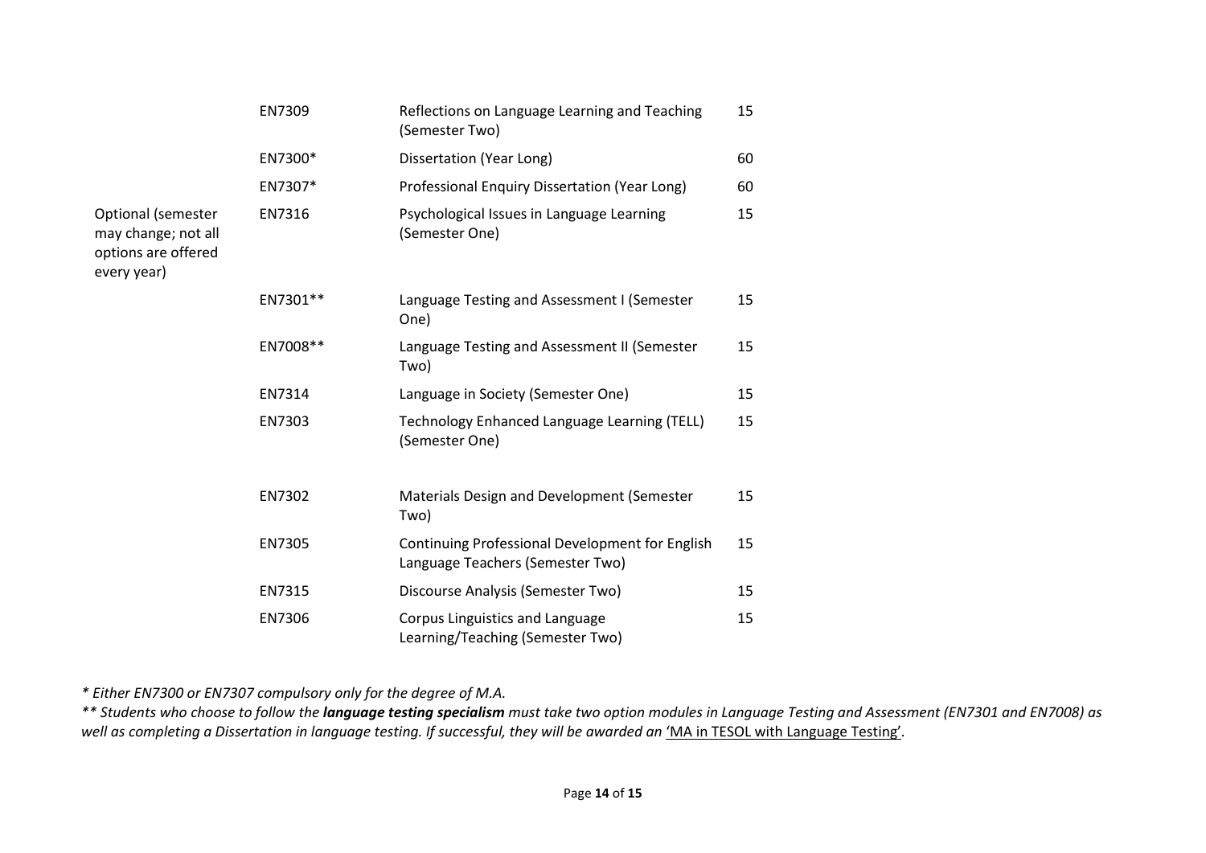| | | | |
|---|---|---|---|
| | EN7309 | Reflections on Language Learning and Teaching (Semester Two) | 15 |
| | EN7300* | Dissertation (Year Long) | 60 |
| | EN7307* | Professional Enquiry Dissertation (Year Long) | 60 |
| Optional (semester may change; not all options are offered every year) | EN7316 | Psychological Issues in Language Learning (Semester One) | 15 |
| | EN7301** | Language Testing and Assessment I (Semester One) | 15 |
| | EN7008** | Language Testing and Assessment II (Semester Two) | 15 |
| | EN7314 | Language in Society (Semester One) | 15 |
| | EN7303 | Technology Enhanced Language Learning (TELL) (Semester One) | 15 |
| | EN7302 | Materials Design and Development (Semester Two) | 15 |
| | EN7305 | Continuing Professional Development for English Language Teachers (Semester Two) | 15 |
| | EN7315 | Discourse Analysis (Semester Two) | 15 |
| | EN7306 | Corpus Linguistics and Language Learning/Teaching (Semester Two) | 15 |

*\* Either EN7300 or EN7307 compulsory only for the degree of M.A.*

*\*\* Students who choose to follow the **language testing specialism** must take two option modules in Language Testing and Assessment (EN7301 and EN7008) as well as completing a Dissertation in language testing. If successful, they will be awarded an* 'MA in TESOL with Language Testing'.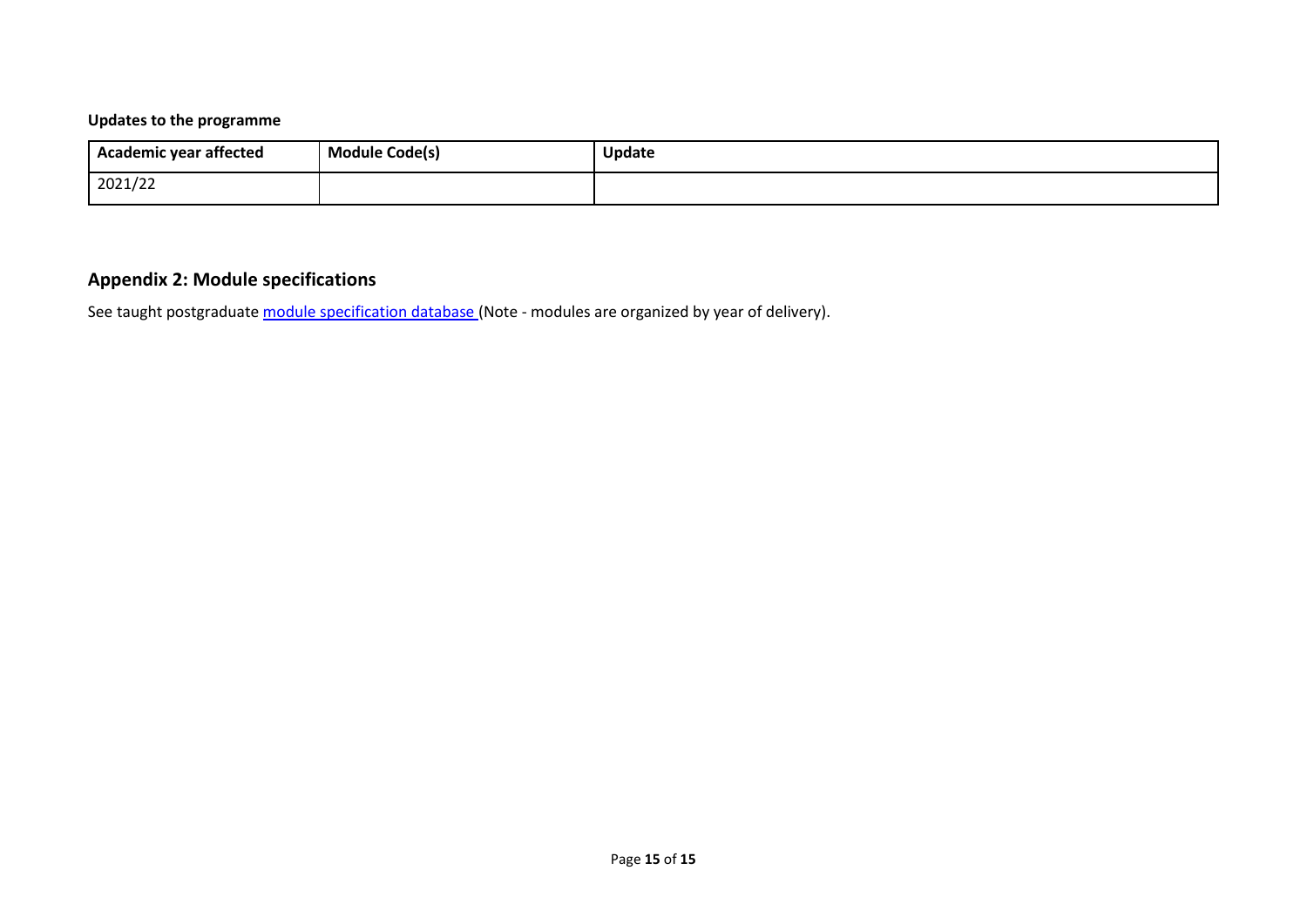**Updates to the programme**

| Academic year affected | Module Code(s) | Update |
|---|---|---|
| 2021/22 | | |

## Appendix 2: Module specifications

See taught postgraduate module specification database (Note - modules are organized by year of delivery).